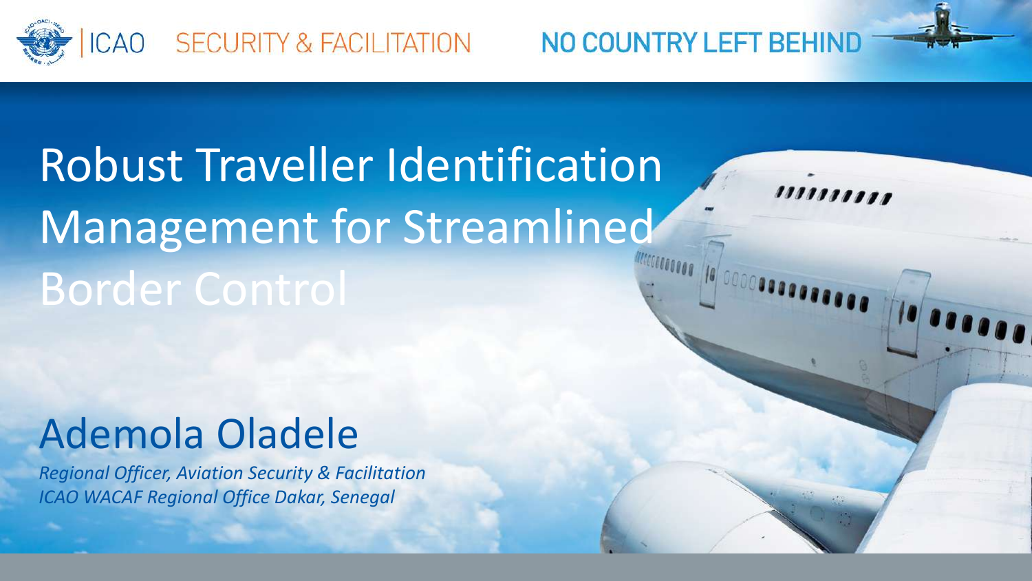ICAO SECURITY & FACILITATION

NO COUNTRY LEFT BEHIND

# Robust Traveller Identification Management for Streamlined Border Control

## Ademola Oladele

*Regional Officer, Aviation Security & Facilitation*
*ICAO WACAF Regional Office Dakar, Senegal*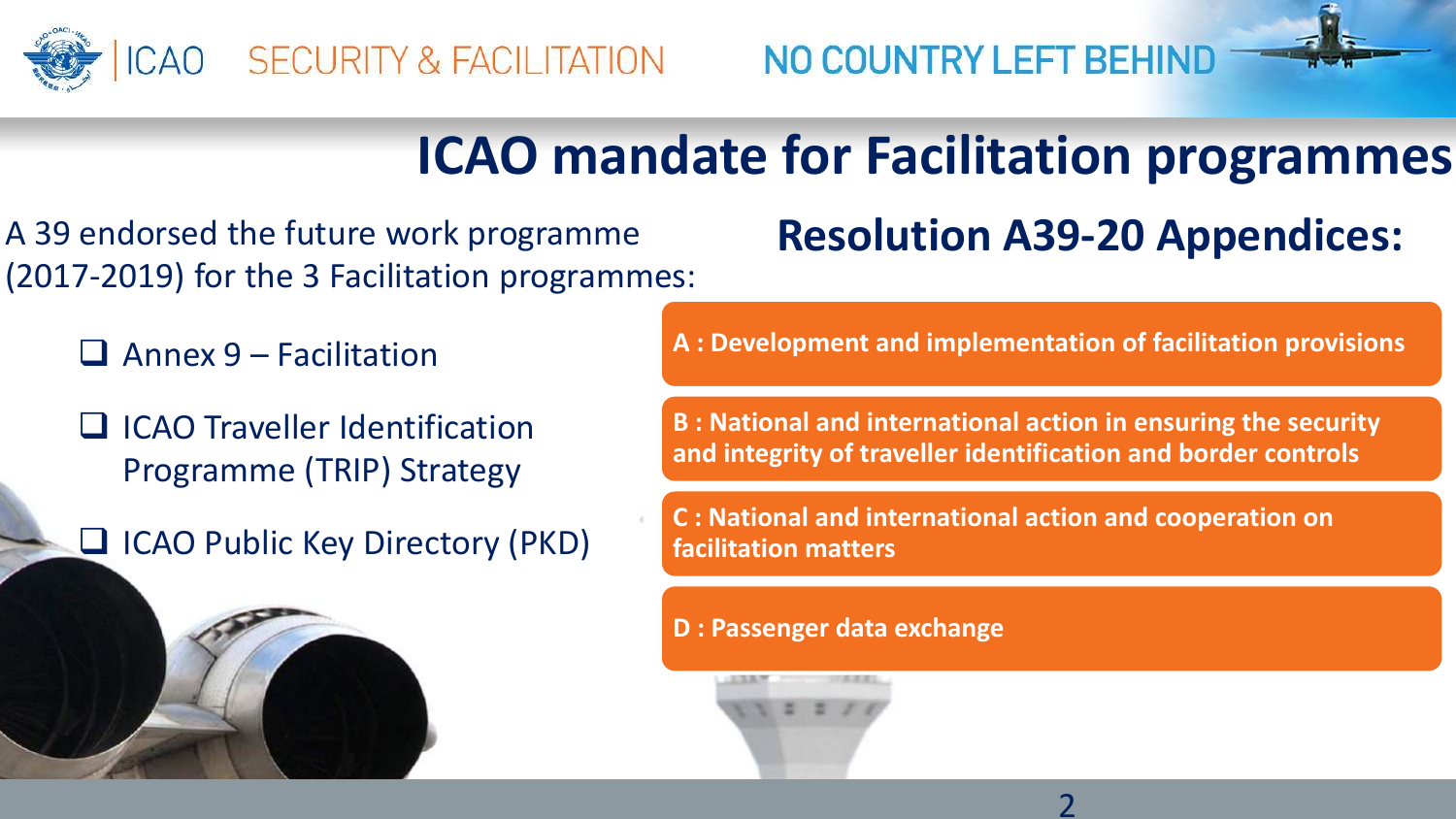# ICAO mandate for Facilitation programmes

A 39 endorsed the future work programme (2017-2019) for the 3 Facilitation programmes:

- Annex 9 – Facilitation
- ICAO Traveller Identification Programme (TRIP) Strategy
- ICAO Public Key Directory (PKD)

## Resolution A39-20 Appendices:

**A : Development and implementation of facilitation provisions**

**B : National and international action in ensuring the security and integrity of traveller identification and border controls**

**C : National and international action and cooperation on facilitation matters**

**D : Passenger data exchange**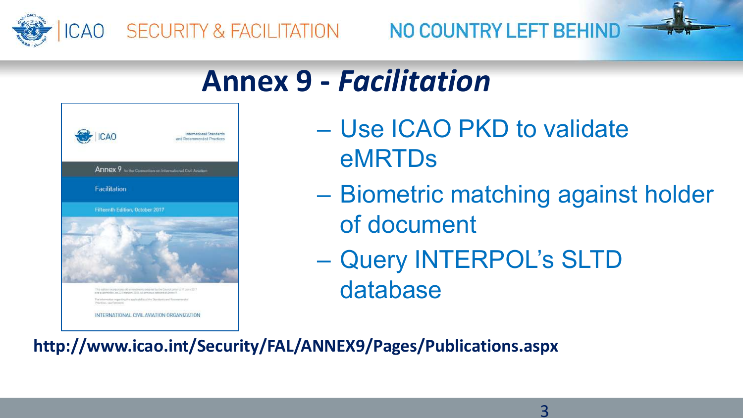# Annex 9 - *Facilitation*

- Use ICAO PKD to validate eMRTDs
- Biometric matching against holder of document
- Query INTERPOL's SLTD database

**http://www.icao.int/Security/FAL/ANNEX9/Pages/Publications.aspx**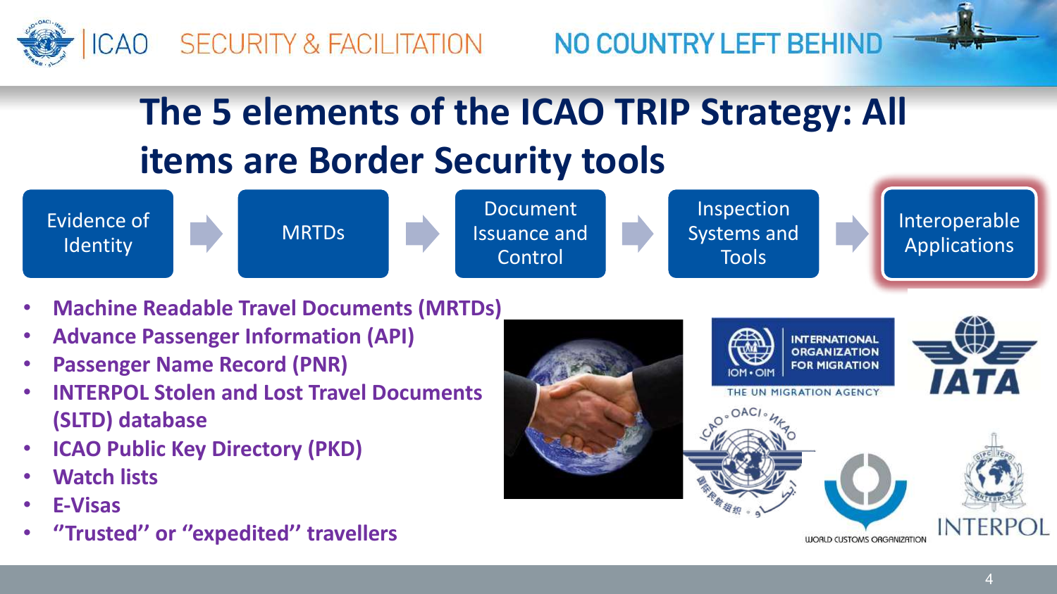# The 5 elements of the ICAO TRIP Strategy: All items are Border Security tools

Evidence of Identity → MRTDs → Document Issuance and Control → Inspection Systems and Tools → Interoperable Applications

- **Machine Readable Travel Documents (MRTDs)**
- **Advance Passenger Information (API)**
- **Passenger Name Record (PNR)**
- **INTERPOL Stolen and Lost Travel Documents (SLTD) database**
- **ICAO Public Key Directory (PKD)**
- **Watch lists**
- **E-Visas**
- **"Trusted" or "expedited" travellers**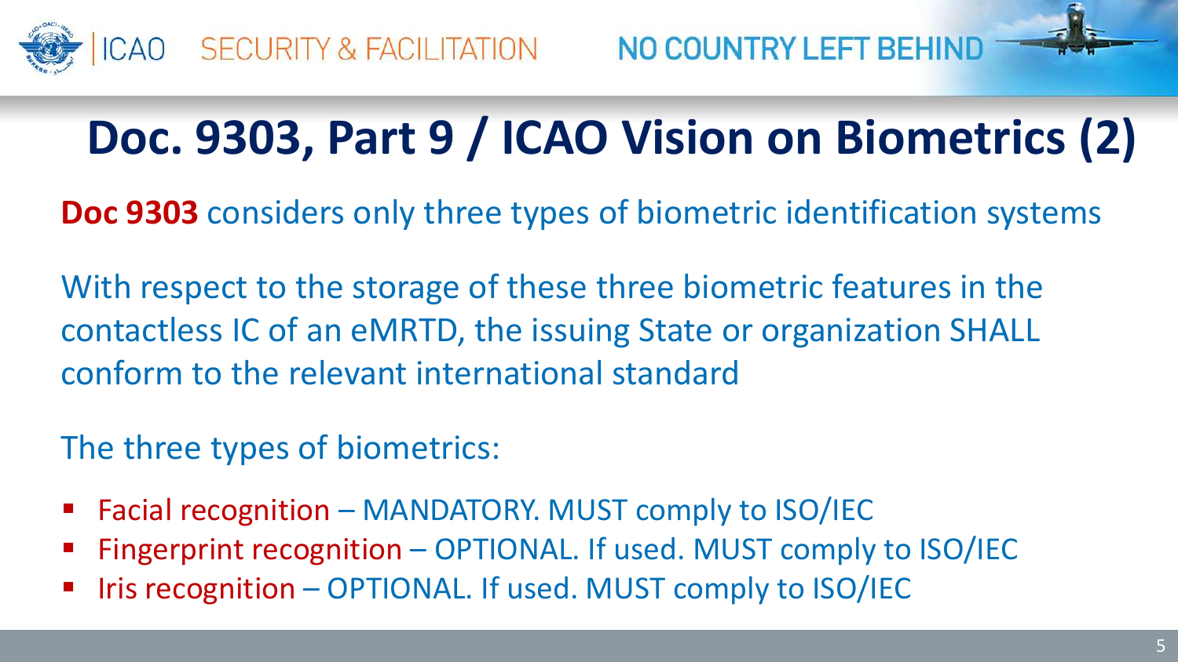# Doc. 9303, Part 9 / ICAO Vision on Biometrics (2)

**Doc 9303** considers only three types of biometric identification systems

With respect to the storage of these three biometric features in the contactless IC of an eMRTD, the issuing State or organization SHALL conform to the relevant international standard

The three types of biometrics:

- Facial recognition – MANDATORY. MUST comply to ISO/IEC
- Fingerprint recognition – OPTIONAL. If used. MUST comply to ISO/IEC
- Iris recognition – OPTIONAL. If used. MUST comply to ISO/IEC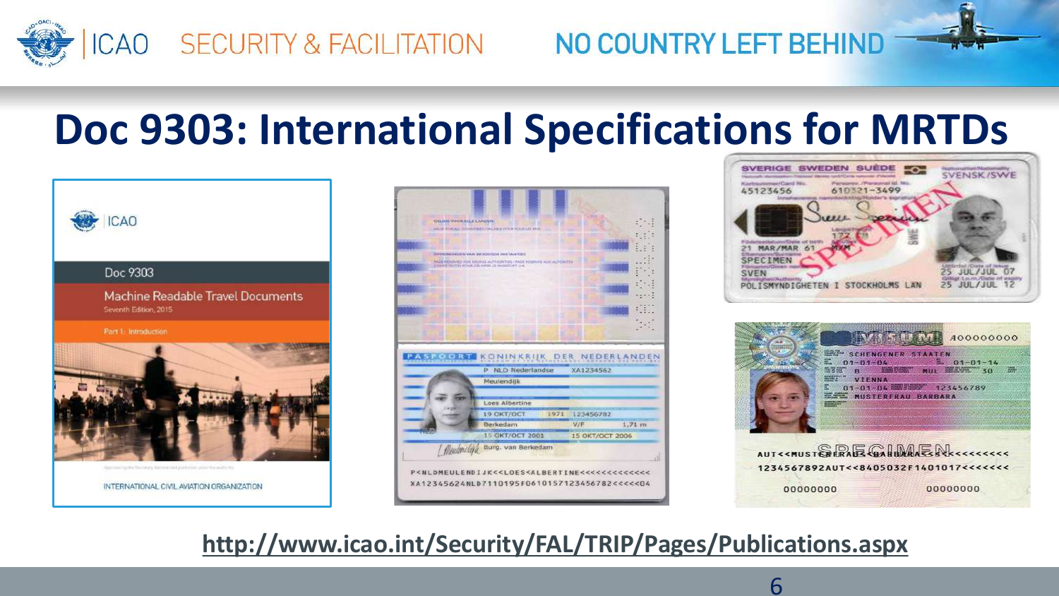# Doc 9303: International Specifications for MRTDs

http://www.icao.int/Security/FAL/TRIP/Pages/Publications.aspx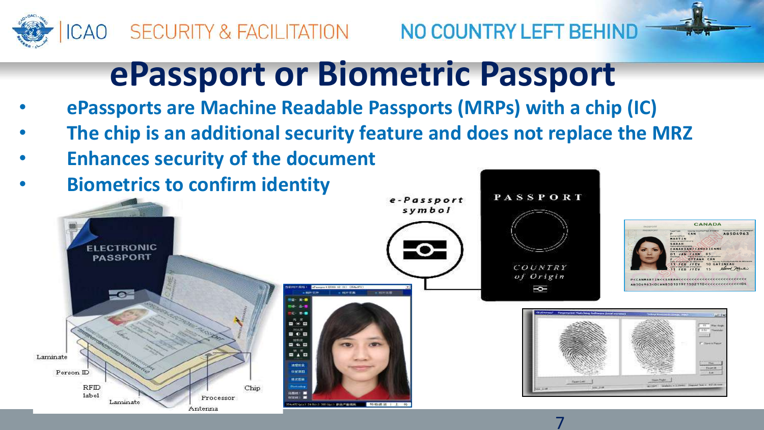# ePassport or Biometric Passport

- ePassports are Machine Readable Passports (MRPs) with a chip (IC)
- The chip is an additional security feature and does not replace the MRZ
- Enhances security of the document
- Biometrics to confirm identity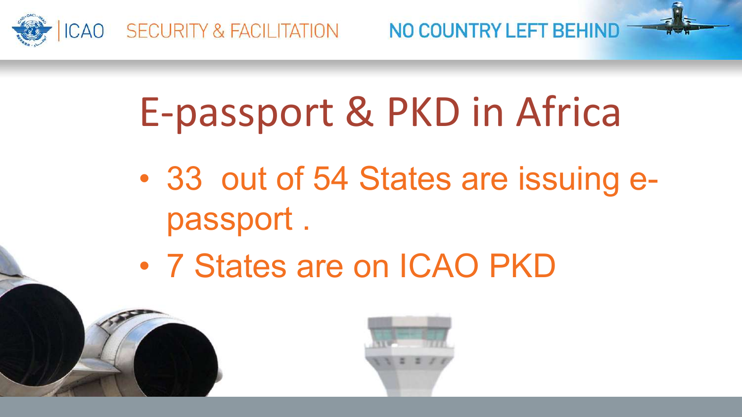# E-passport & PKD in Africa

- 33 out of 54 States are issuing e-passport .
- 7 States are on ICAO PKD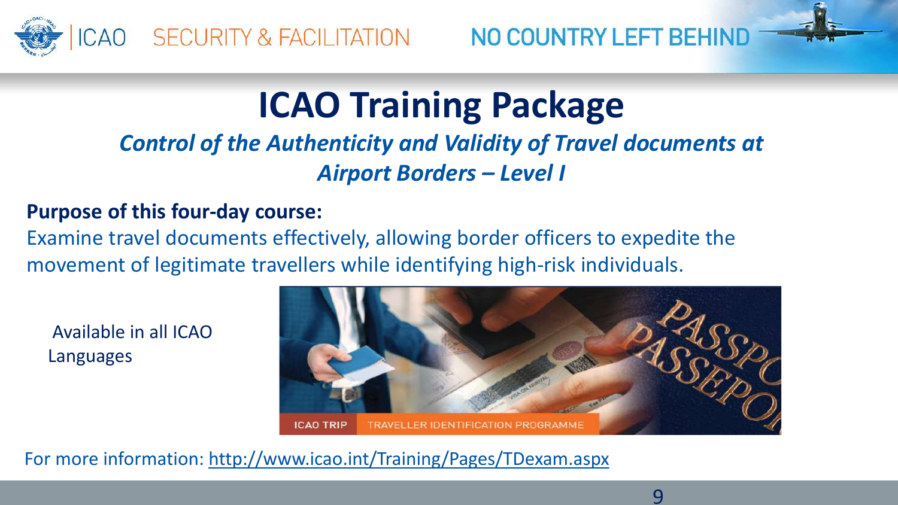# ICAO Training Package

***Control of the Authenticity and Validity of Travel documents at Airport Borders – Level I***

**Purpose of this four-day course:**

Examine travel documents effectively, allowing border officers to expedite the movement of legitimate travellers while identifying high-risk individuals.

Available in all ICAO Languages

For more information: http://www.icao.int/Training/Pages/TDexam.aspx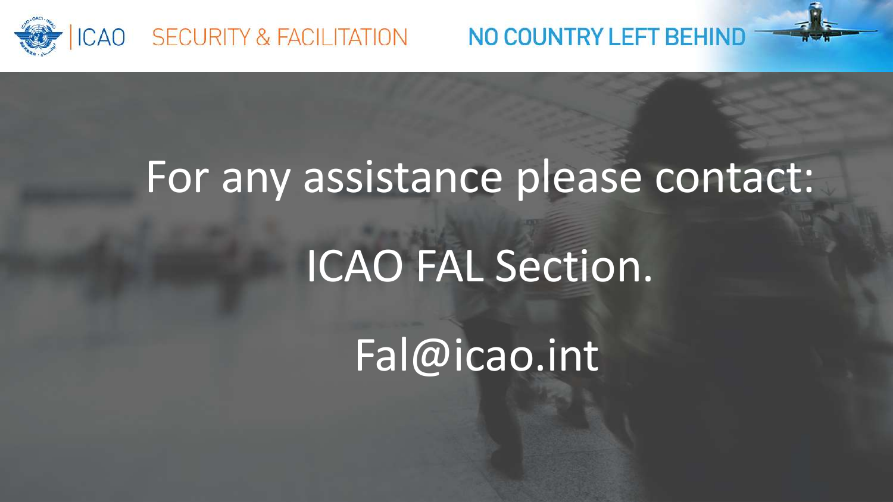For any assistance please contact:

ICAO FAL Section.

Fal@icao.int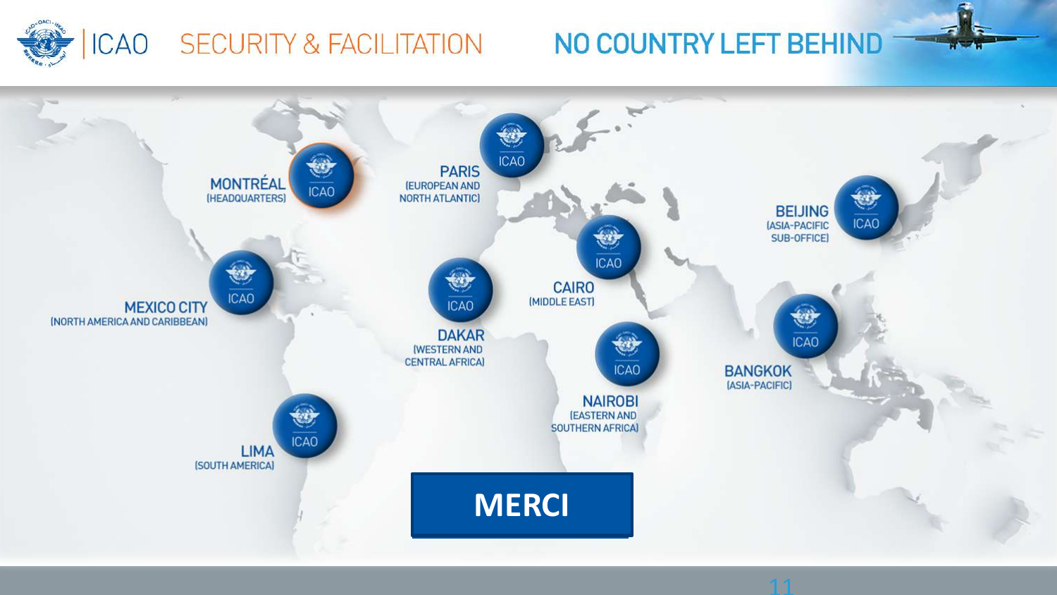ICAO SECURITY & FACILITATION

NO COUNTRY LEFT BEHIND

MONTRÉAL (HEADQUARTERS)

PARIS (EUROPEAN AND NORTH ATLANTIC)

BEIJING (ASIA-PACIFIC SUB-OFFICE)

MEXICO CITY (NORTH AMERICA AND CARIBBEAN)

CAIRO (MIDDLE EAST)

DAKAR (WESTERN AND CENTRAL AFRICA)

BANGKOK (ASIA-PACIFIC)

NAIROBI (EASTERN AND SOUTHERN AFRICA)

LIMA (SOUTH AMERICA)

**MERCI**